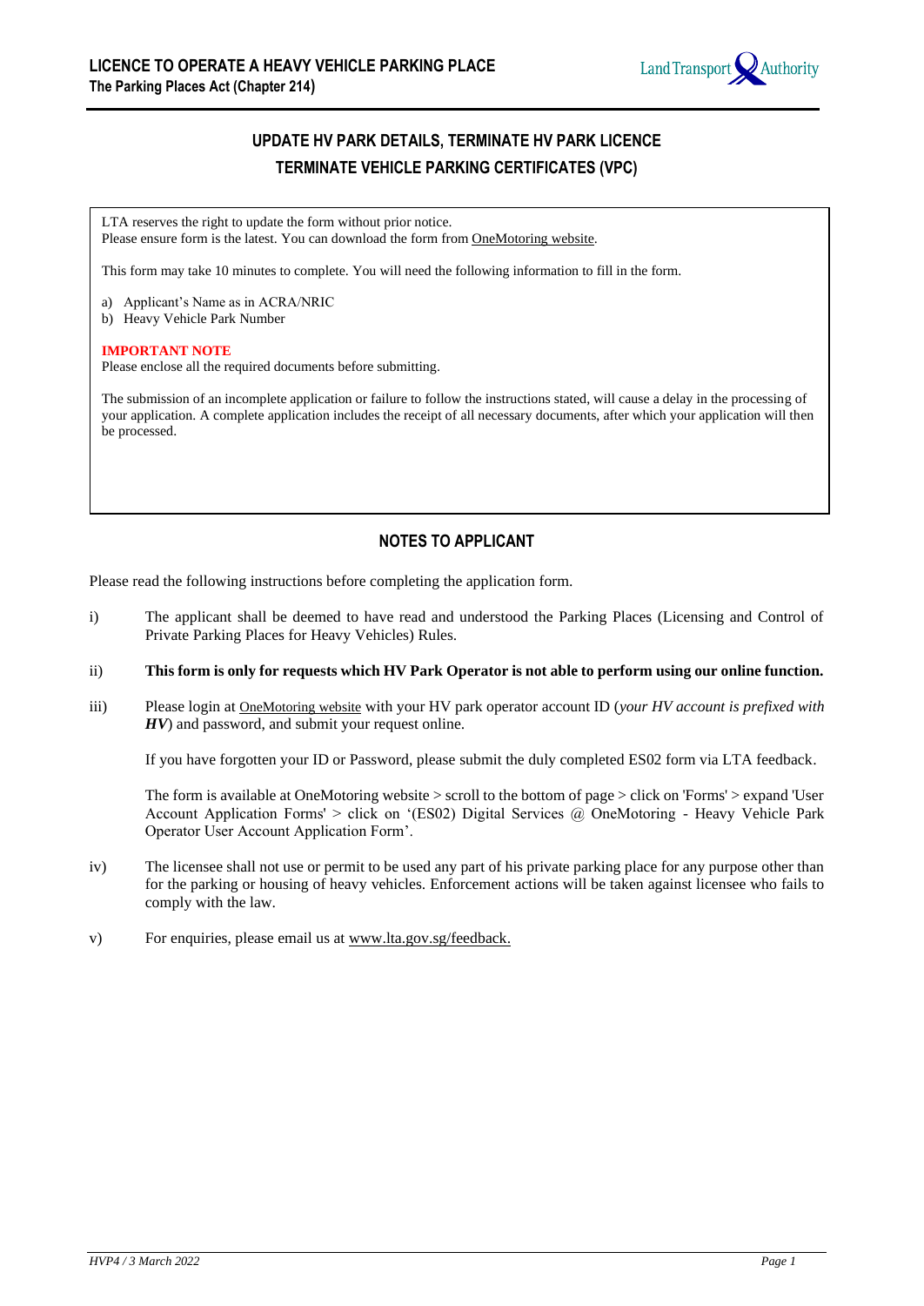**LICENCE TO OPERATE A HEAVY VEHICLE PARKING PLACE**
**The Parking Places Act (Chapter 214)**

## UPDATE HV PARK DETAILS, TERMINATE HV PARK LICENCE TERMINATE VEHICLE PARKING CERTIFICATES (VPC)

LTA reserves the right to update the form without prior notice.
Please ensure form is the latest. You can download the form from OneMotoring website.

This form may take 10 minutes to complete. You will need the following information to fill in the form.

a) Applicant's Name as in ACRA/NRIC
b) Heavy Vehicle Park Number

**IMPORTANT NOTE**
Please enclose all the required documents before submitting.

The submission of an incomplete application or failure to follow the instructions stated, will cause a delay in the processing of your application. A complete application includes the receipt of all necessary documents, after which your application will then be processed.

### NOTES TO APPLICANT

Please read the following instructions before completing the application form.

i) The applicant shall be deemed to have read and understood the Parking Places (Licensing and Control of Private Parking Places for Heavy Vehicles) Rules.

ii) **This form is only for requests which HV Park Operator is not able to perform using our online function.**

iii) Please login at OneMotoring website with your HV park operator account ID (*your HV account is prefixed with **HV***) and password, and submit your request online.

If you have forgotten your ID or Password, please submit the duly completed ES02 form via LTA feedback.

The form is available at OneMotoring website > scroll to the bottom of page > click on 'Forms' > expand 'User Account Application Forms' > click on '(ES02) Digital Services @ OneMotoring - Heavy Vehicle Park Operator User Account Application Form'.

iv) The licensee shall not use or permit to be used any part of his private parking place for any purpose other than for the parking or housing of heavy vehicles. Enforcement actions will be taken against licensee who fails to comply with the law.

v) For enquiries, please email us at www.lta.gov.sg/feedback.

*HVP4 / 3 March 2022*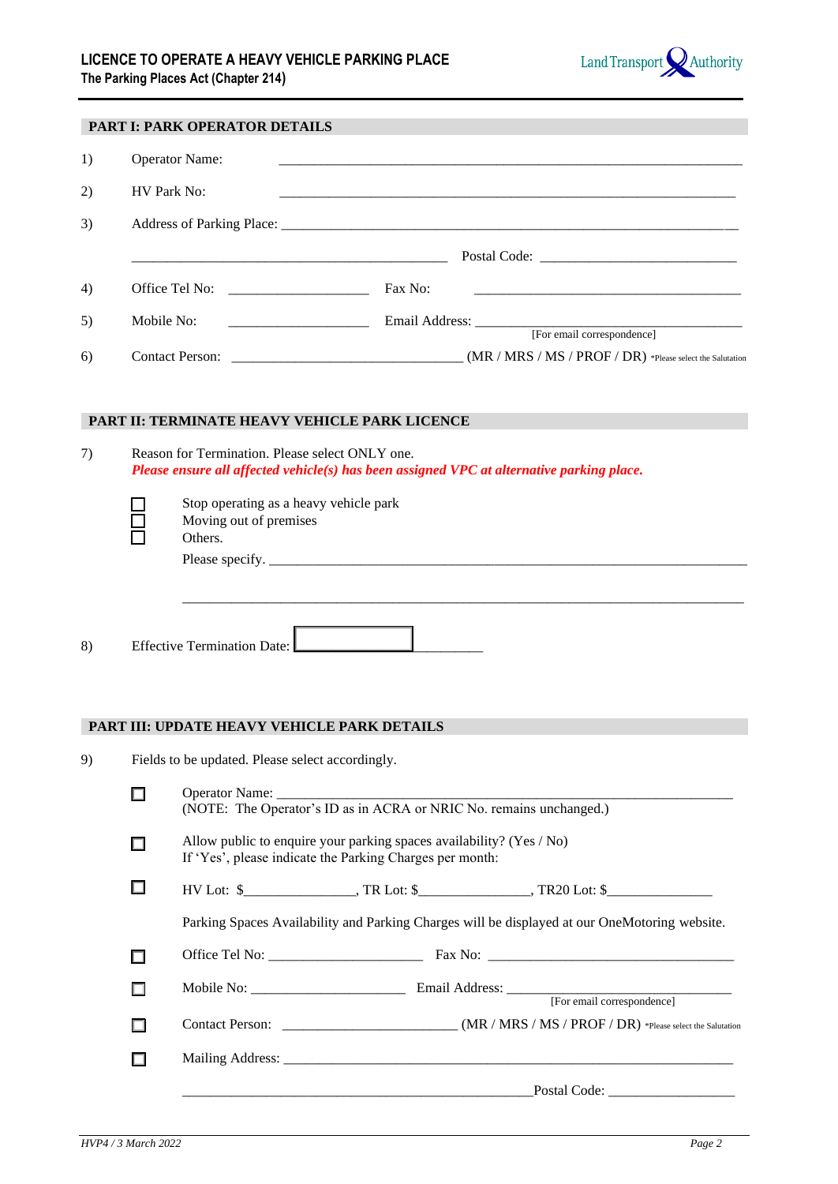**LICENCE TO OPERATE A HEAVY VEHICLE PARKING PLACE**
**The Parking Places Act (Chapter 214)**

## PART I: PARK OPERATOR DETAILS

1) Operator Name: ______________________________________________

2) HV Park No: ______________________________________________

3) Address of Parking Place: ______________________________________________

______________________________ Postal Code: ____________________

4) Office Tel No: ______________ Fax No: ______________________

5) Mobile No: ______________ Email Address: ______________________ [For email correspondence]

6) Contact Person: ______________________ (MR / MRS / MS / PROF / DR) *Please select the Salutation

## PART II: TERMINATE HEAVY VEHICLE PARK LICENCE

7) Reason for Termination. Please select ONLY one.
*Please ensure all affected vehicle(s) has been assigned VPC at alternative parking place.*

- ☐ Stop operating as a heavy vehicle park
- ☐ Moving out of premises
- ☐ Others.

Please specify. ______________________________________________

______________________________________________

8) Effective Termination Date: ____________________

## PART III: UPDATE HEAVY VEHICLE PARK DETAILS

9) Fields to be updated. Please select accordingly.

- ☐ Operator Name: ______________________________________________
(NOTE: The Operator's ID as in ACRA or NRIC No. remains unchanged.)

- ☐ Allow public to enquire your parking spaces availability? (Yes / No)
If 'Yes', please indicate the Parking Charges per month:

- ☐ HV Lot: $______________, TR Lot: $______________, TR20 Lot: $______________

Parking Spaces Availability and Parking Charges will be displayed at our OneMotoring website.

- ☐ Office Tel No: ____________________ Fax No: ______________________

- ☐ Mobile No: ____________________ Email Address: ______________________ [For email correspondence]

- ☐ Contact Person: ____________________ (MR / MRS / MS / PROF / DR) *Please select the Salutation

- ☐ Mailing Address: ______________________________________________

______________________________Postal Code: ____________________

HVP4 / 3 March 2022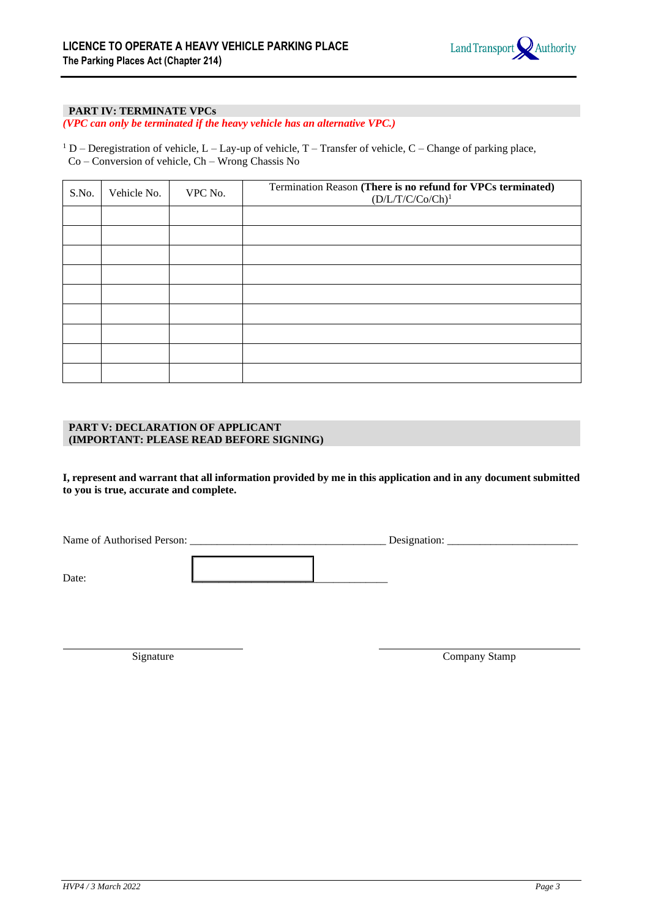## PART IV: TERMINATE VPCs

*(VPC can only be terminated if the heavy vehicle has an alternative VPC.)*

[1] D – Deregistration of vehicle, L – Lay-up of vehicle, T – Transfer of vehicle, C – Change of parking place, Co – Conversion of vehicle, Ch – Wrong Chassis No

| S.No. | Vehicle No. | VPC No. | Termination Reason **(There is no refund for VPCs terminated)** (D/L/T/C/Co/Ch)[1] |
|---|---|---|---|
| | | | |
| | | | |
| | | | |
| | | | |
| | | | |
| | | | |
| | | | |
| | | | |
| | | | |

## PART V: DECLARATION OF APPLICANT (IMPORTANT: PLEASE READ BEFORE SIGNING)

**I, represent and warrant that all information provided by me in this application and in any document submitted to you is true, accurate and complete.**

Name of Authorised Person: ___________________________________ Designation: _______________________

Date: ______________________________

Signature

Company Stamp